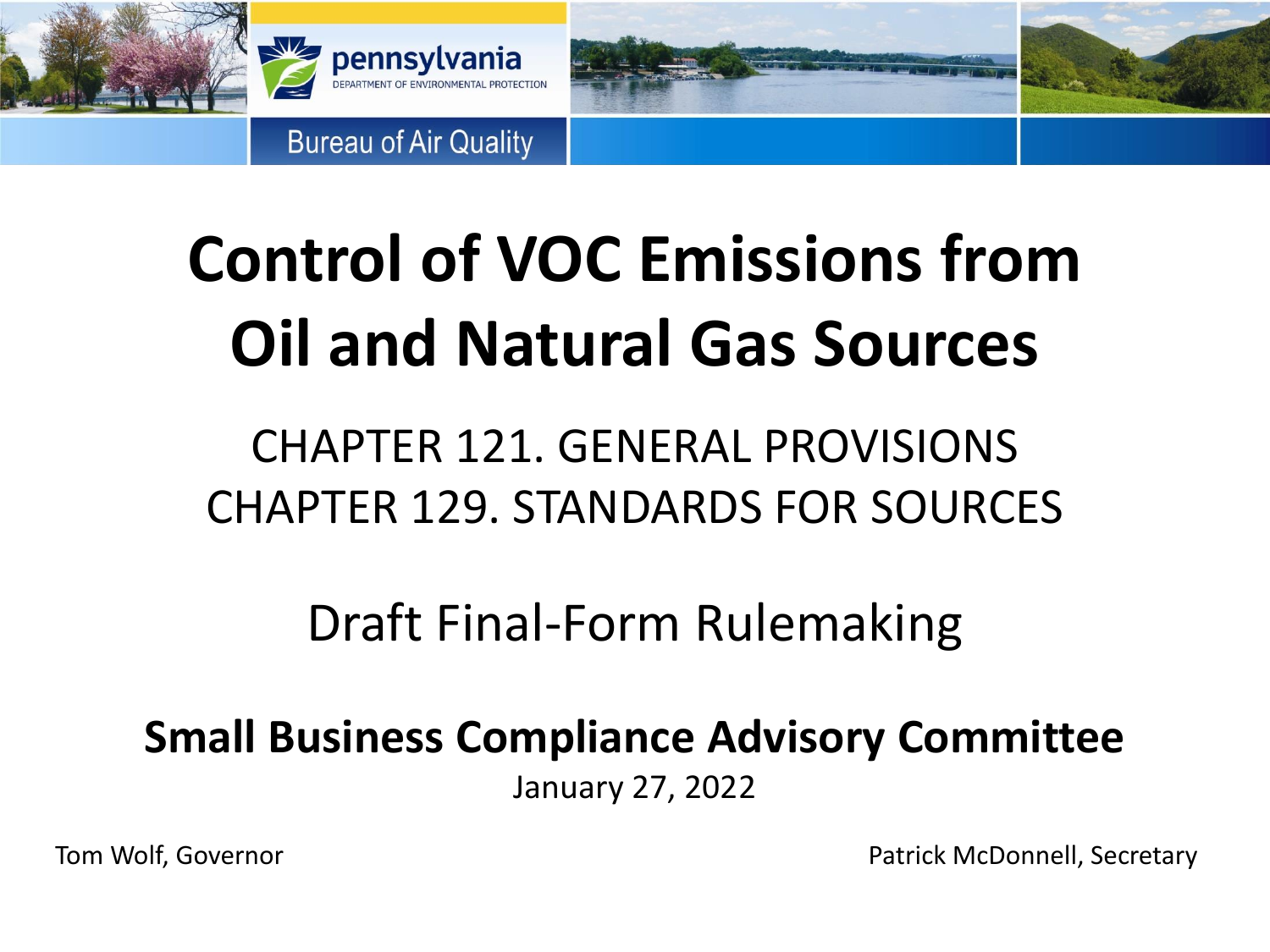pennsylvania
DEPARTMENT OF ENVIRONMENTAL PROTECTION

Bureau of Air Quality

# Control of VOC Emissions from Oil and Natural Gas Sources

## CHAPTER 121. GENERAL PROVISIONS
## CHAPTER 129. STANDARDS FOR SOURCES

## Draft Final-Form Rulemaking

**Small Business Compliance Advisory Committee**

January 27, 2022

Tom Wolf, Governor

Patrick McDonnell, Secretary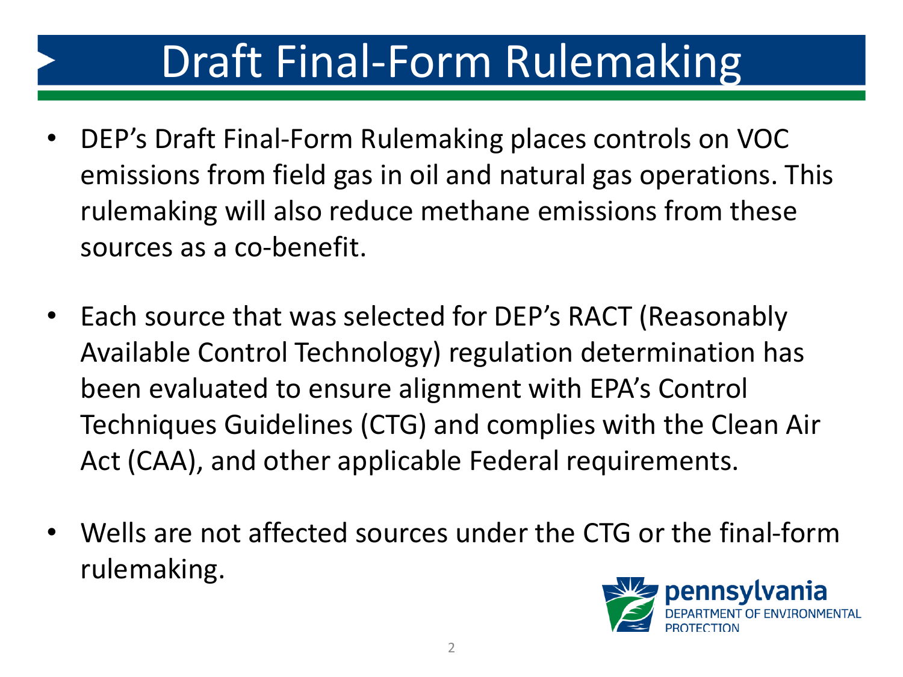# Draft Final-Form Rulemaking

- DEP's Draft Final-Form Rulemaking places controls on VOC emissions from field gas in oil and natural gas operations. This rulemaking will also reduce methane emissions from these sources as a co-benefit.

- Each source that was selected for DEP's RACT (Reasonably Available Control Technology) regulation determination has been evaluated to ensure alignment with EPA's Control Techniques Guidelines (CTG) and complies with the Clean Air Act (CAA), and other applicable Federal requirements.

- Wells are not affected sources under the CTG or the final-form rulemaking.

pennsylvania
DEPARTMENT OF ENVIRONMENTAL PROTECTION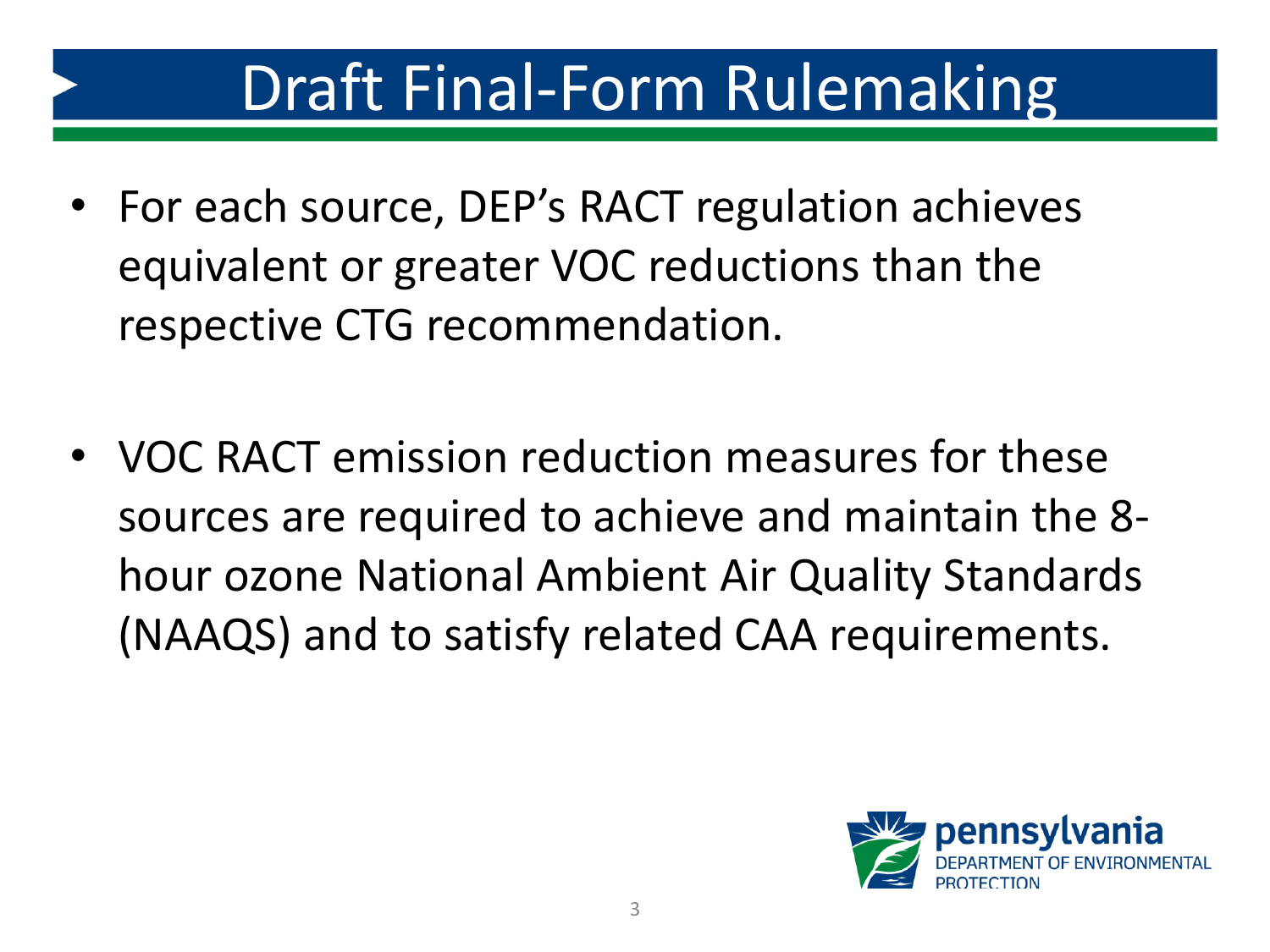# Draft Final-Form Rulemaking

- For each source, DEP's RACT regulation achieves equivalent or greater VOC reductions than the respective CTG recommendation.

- VOC RACT emission reduction measures for these sources are required to achieve and maintain the 8-hour ozone National Ambient Air Quality Standards (NAAQS) and to satisfy related CAA requirements.

pennsylvania
DEPARTMENT OF ENVIRONMENTAL PROTECTION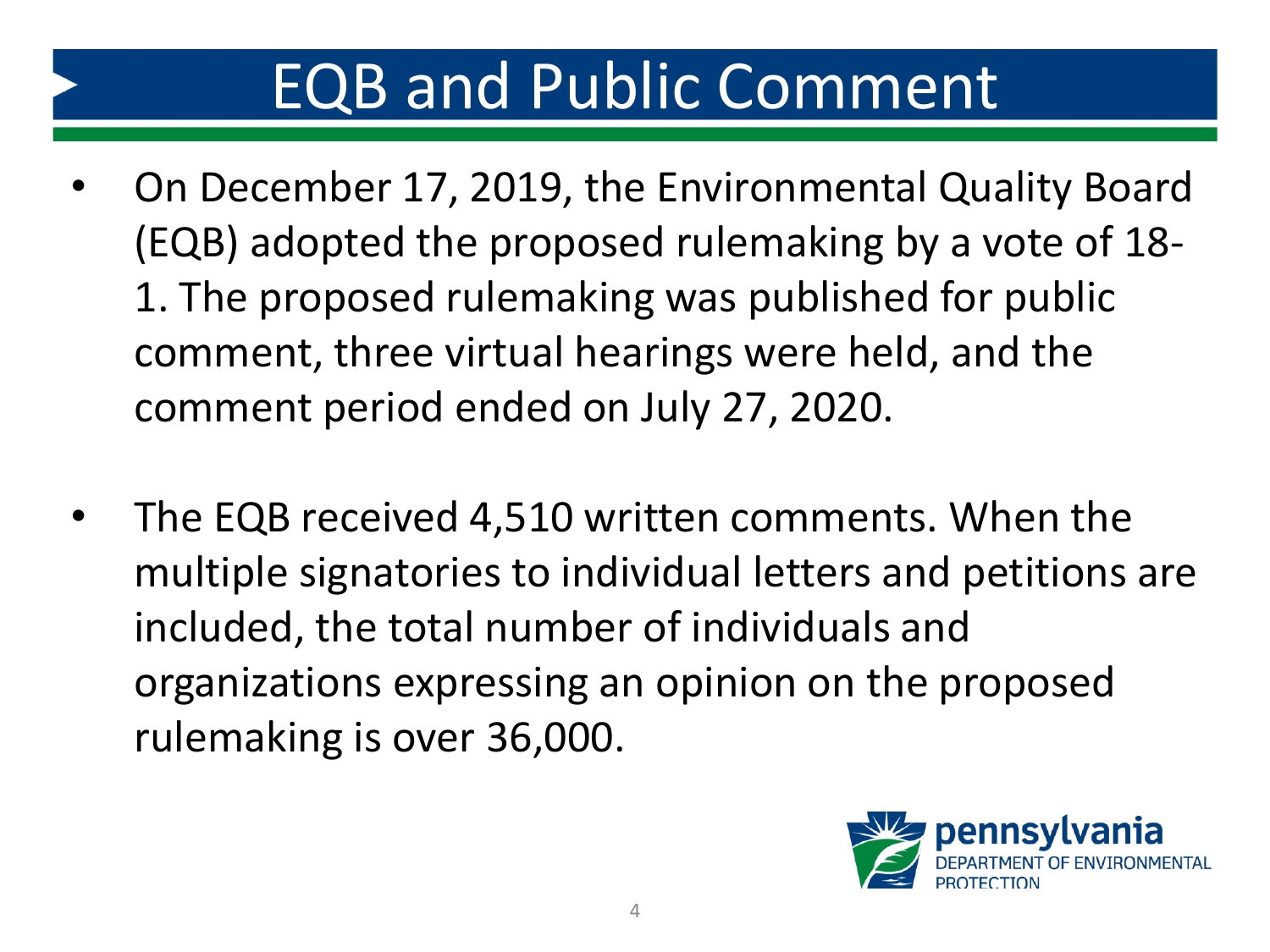# EQB and Public Comment

- On December 17, 2019, the Environmental Quality Board (EQB) adopted the proposed rulemaking by a vote of 18-1. The proposed rulemaking was published for public comment, three virtual hearings were held, and the comment period ended on July 27, 2020.

- The EQB received 4,510 written comments. When the multiple signatories to individual letters and petitions are included, the total number of individuals and organizations expressing an opinion on the proposed rulemaking is over 36,000.

pennsylvania
DEPARTMENT OF ENVIRONMENTAL PROTECTION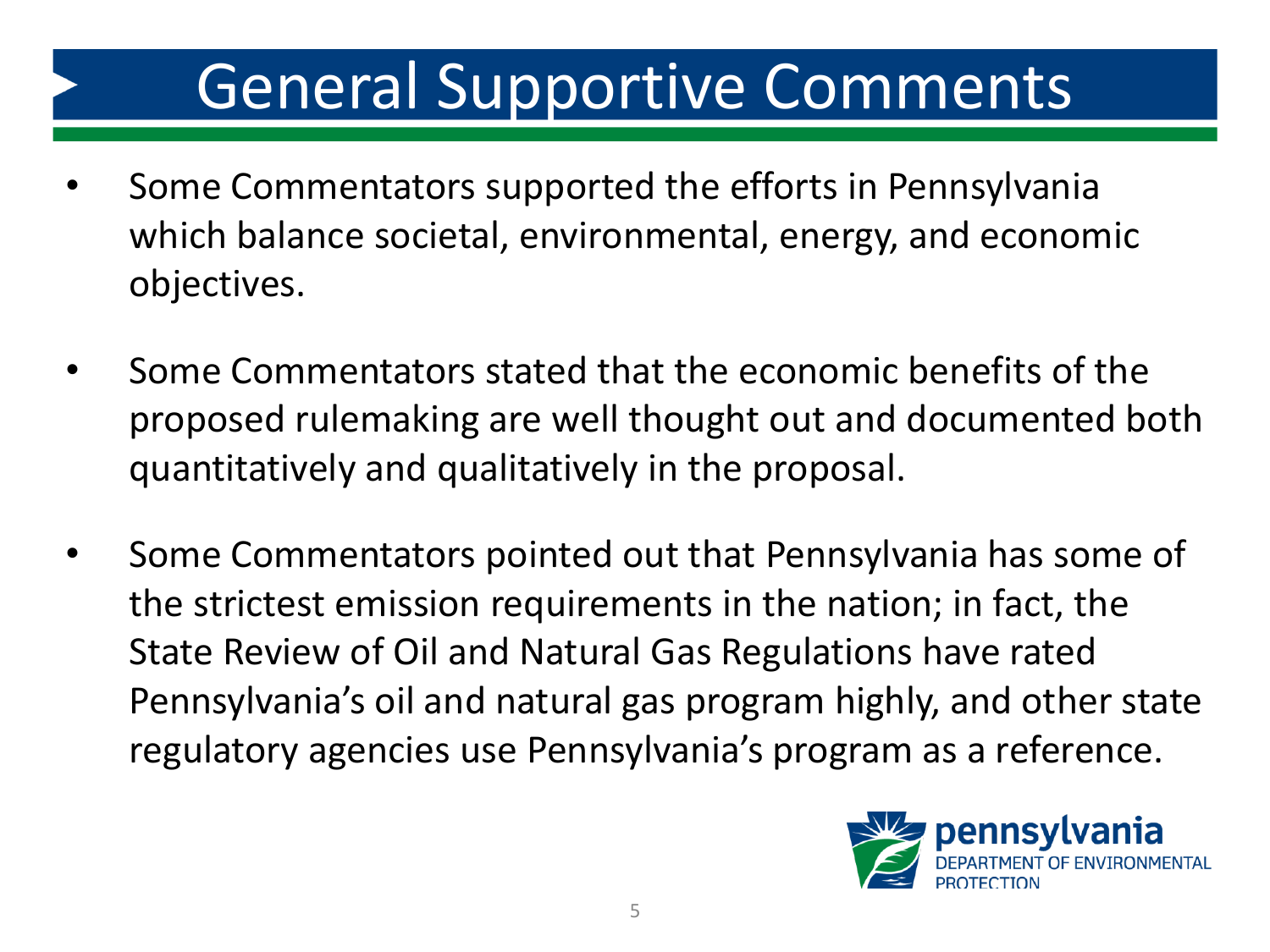# General Supportive Comments

- Some Commentators supported the efforts in Pennsylvania which balance societal, environmental, energy, and economic objectives.

- Some Commentators stated that the economic benefits of the proposed rulemaking are well thought out and documented both quantitatively and qualitatively in the proposal.

- Some Commentators pointed out that Pennsylvania has some of the strictest emission requirements in the nation; in fact, the State Review of Oil and Natural Gas Regulations have rated Pennsylvania's oil and natural gas program highly, and other state regulatory agencies use Pennsylvania's program as a reference.

pennsylvania
DEPARTMENT OF ENVIRONMENTAL PROTECTION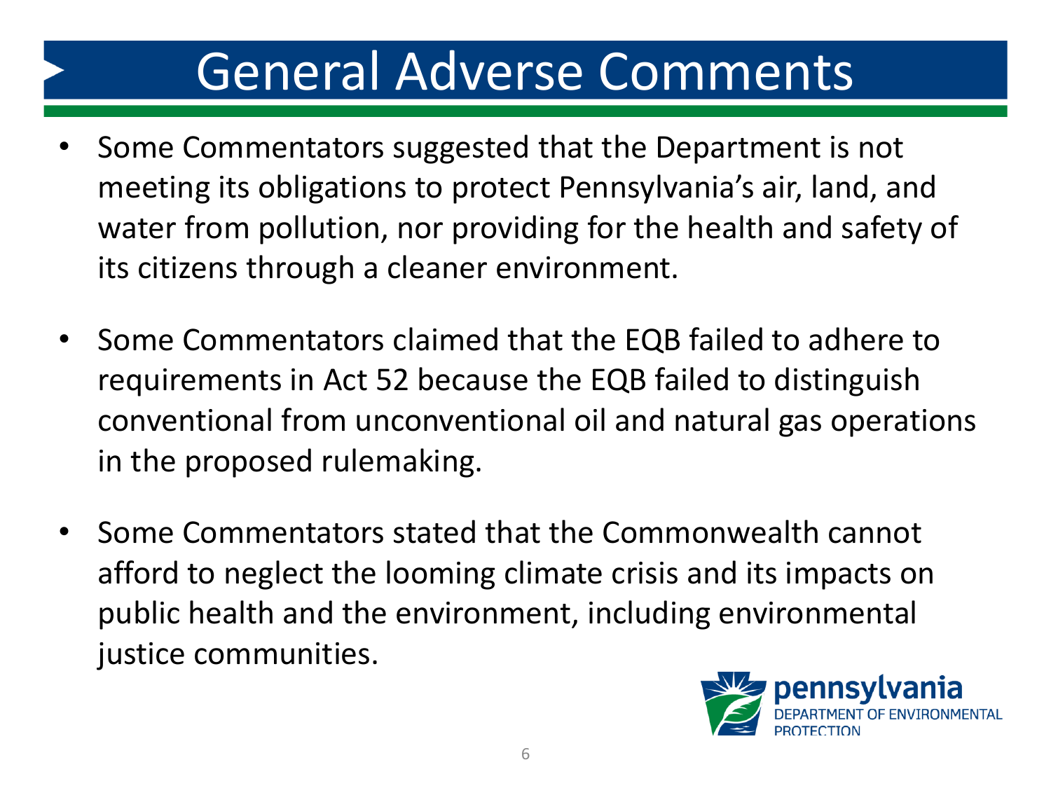# General Adverse Comments

- Some Commentators suggested that the Department is not meeting its obligations to protect Pennsylvania's air, land, and water from pollution, nor providing for the health and safety of its citizens through a cleaner environment.

- Some Commentators claimed that the EQB failed to adhere to requirements in Act 52 because the EQB failed to distinguish conventional from unconventional oil and natural gas operations in the proposed rulemaking.

- Some Commentators stated that the Commonwealth cannot afford to neglect the looming climate crisis and its impacts on public health and the environment, including environmental justice communities.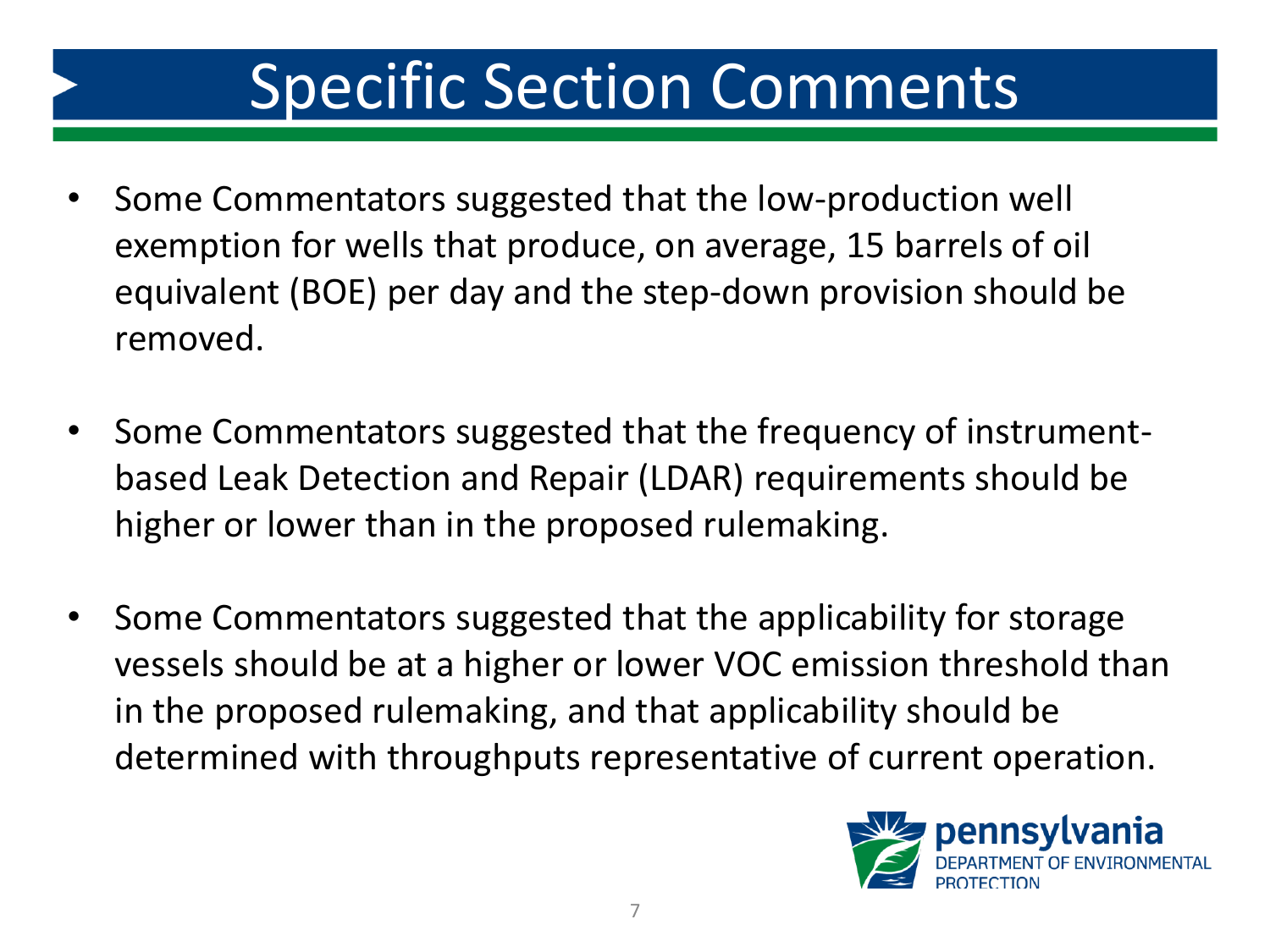# Specific Section Comments

- Some Commentators suggested that the low-production well exemption for wells that produce, on average, 15 barrels of oil equivalent (BOE) per day and the step-down provision should be removed.
- Some Commentators suggested that the frequency of instrument-based Leak Detection and Repair (LDAR) requirements should be higher or lower than in the proposed rulemaking.
- Some Commentators suggested that the applicability for storage vessels should be at a higher or lower VOC emission threshold than in the proposed rulemaking, and that applicability should be determined with throughputs representative of current operation.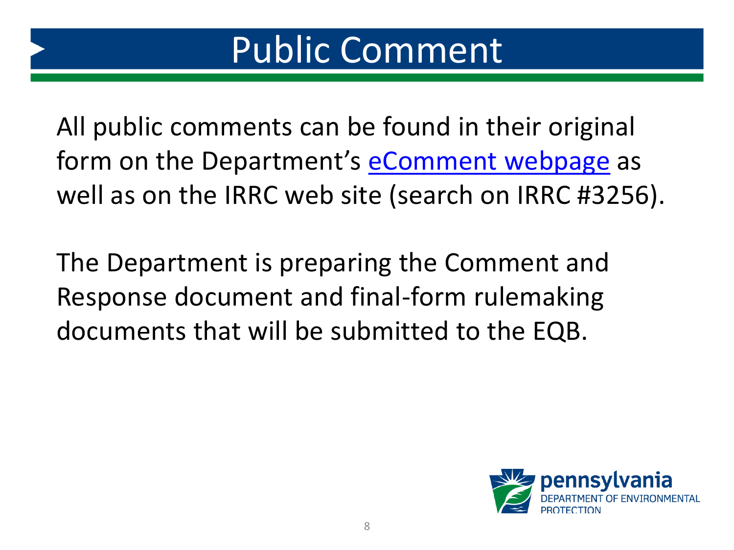# Public Comment

All public comments can be found in their original form on the Department's eComment webpage as well as on the IRRC web site (search on IRRC #3256).

The Department is preparing the Comment and Response document and final-form rulemaking documents that will be submitted to the EQB.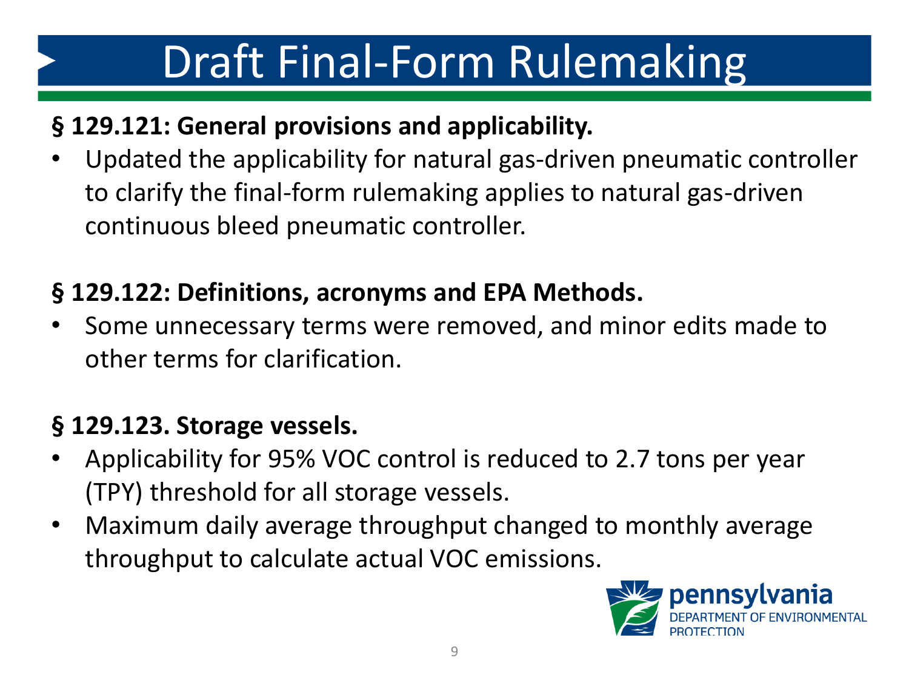# Draft Final-Form Rulemaking

**§ 129.121: General provisions and applicability.**

- Updated the applicability for natural gas-driven pneumatic controller to clarify the final-form rulemaking applies to natural gas-driven continuous bleed pneumatic controller.

**§ 129.122: Definitions, acronyms and EPA Methods.**

- Some unnecessary terms were removed, and minor edits made to other terms for clarification.

**§ 129.123. Storage vessels.**

- Applicability for 95% VOC control is reduced to 2.7 tons per year (TPY) threshold for all storage vessels.
- Maximum daily average throughput changed to monthly average throughput to calculate actual VOC emissions.

pennsylvania
DEPARTMENT OF ENVIRONMENTAL PROTECTION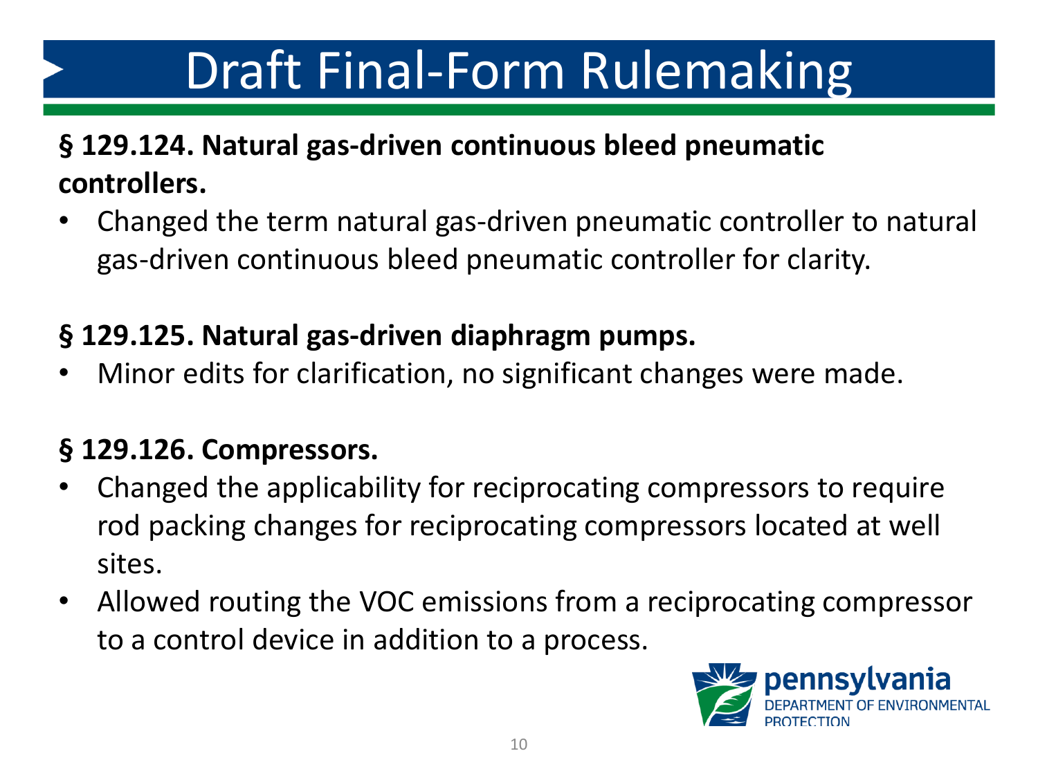# Draft Final-Form Rulemaking

**§ 129.124. Natural gas-driven continuous bleed pneumatic controllers.**

- Changed the term natural gas-driven pneumatic controller to natural gas-driven continuous bleed pneumatic controller for clarity.

**§ 129.125. Natural gas-driven diaphragm pumps.**

- Minor edits for clarification, no significant changes were made.

**§ 129.126. Compressors.**

- Changed the applicability for reciprocating compressors to require rod packing changes for reciprocating compressors located at well sites.
- Allowed routing the VOC emissions from a reciprocating compressor to a control device in addition to a process.

pennsylvania
DEPARTMENT OF ENVIRONMENTAL PROTECTION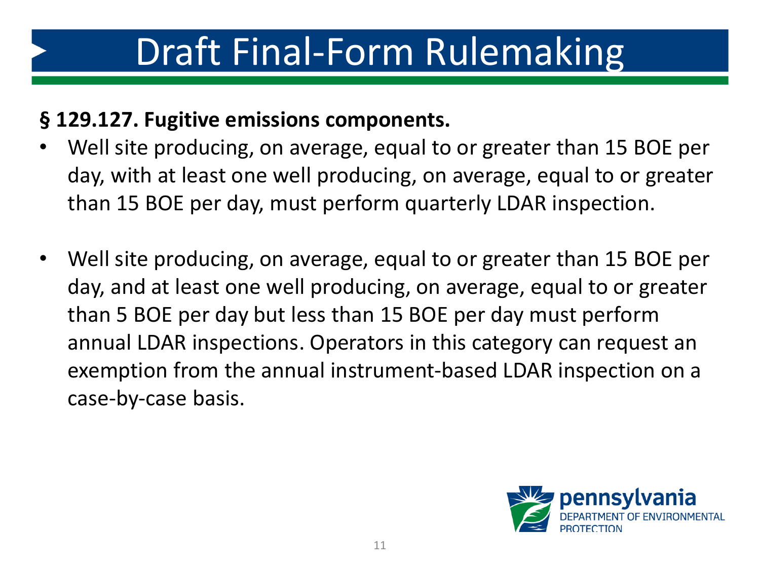# Draft Final-Form Rulemaking

**§ 129.127. Fugitive emissions components.**

- Well site producing, on average, equal to or greater than 15 BOE per day, with at least one well producing, on average, equal to or greater than 15 BOE per day, must perform quarterly LDAR inspection.
- Well site producing, on average, equal to or greater than 15 BOE per day, and at least one well producing, on average, equal to or greater than 5 BOE per day but less than 15 BOE per day must perform annual LDAR inspections. Operators in this category can request an exemption from the annual instrument-based LDAR inspection on a case-by-case basis.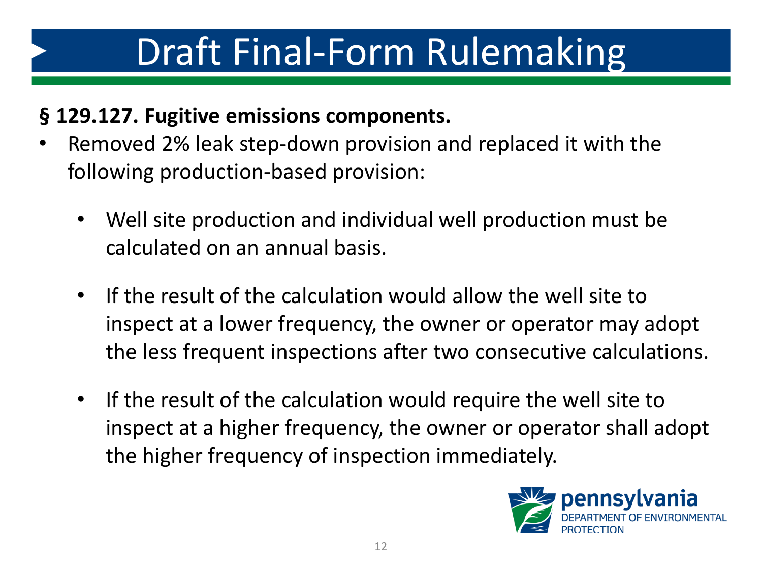# Draft Final-Form Rulemaking

**§ 129.127. Fugitive emissions components.**

- Removed 2% leak step-down provision and replaced it with the following production-based provision:
  - Well site production and individual well production must be calculated on an annual basis.
  - If the result of the calculation would allow the well site to inspect at a lower frequency, the owner or operator may adopt the less frequent inspections after two consecutive calculations.
  - If the result of the calculation would require the well site to inspect at a higher frequency, the owner or operator shall adopt the higher frequency of inspection immediately.

pennsylvania
DEPARTMENT OF ENVIRONMENTAL PROTECTION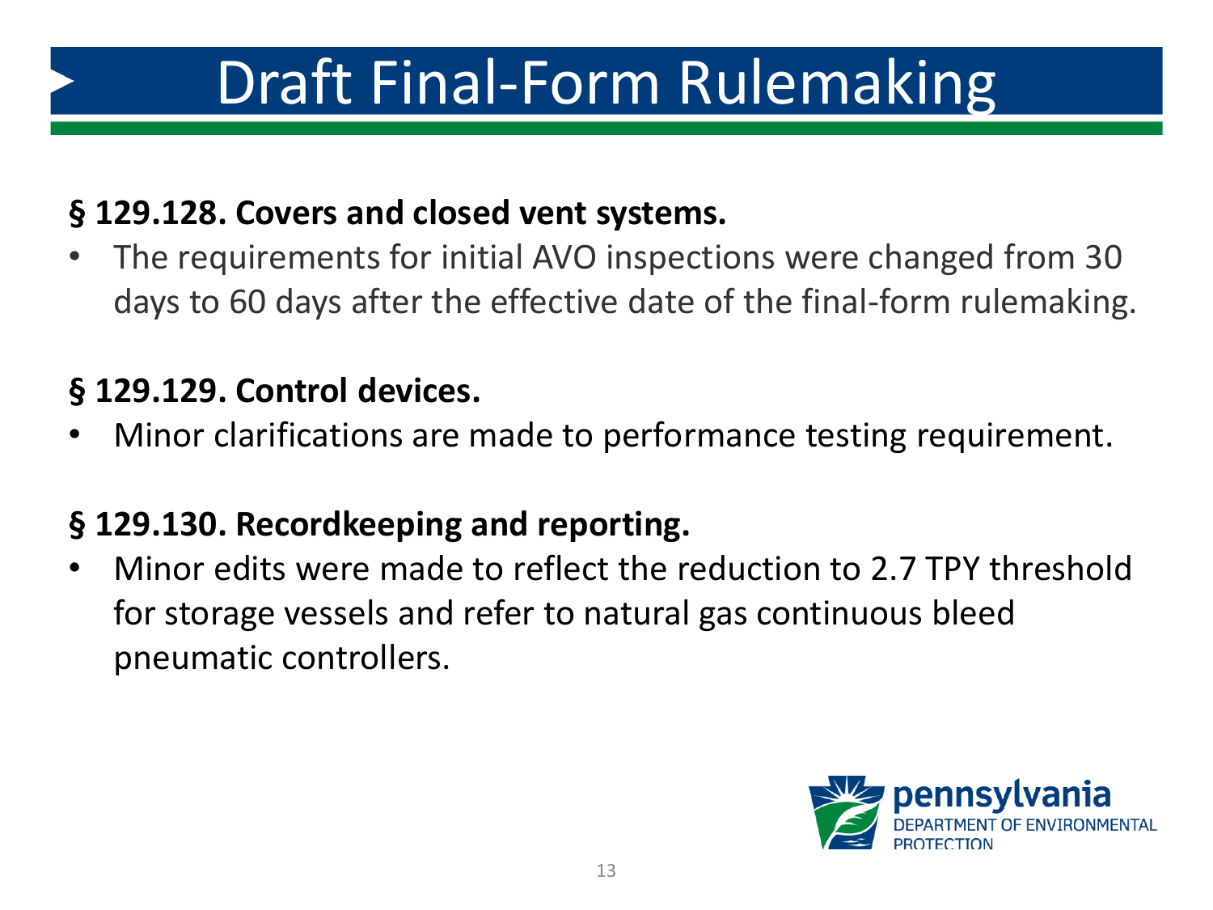# Draft Final-Form Rulemaking

**§ 129.128. Covers and closed vent systems.**

- The requirements for initial AVO inspections were changed from 30 days to 60 days after the effective date of the final-form rulemaking.

**§ 129.129. Control devices.**

- Minor clarifications are made to performance testing requirement.

**§ 129.130. Recordkeeping and reporting.**

- Minor edits were made to reflect the reduction to 2.7 TPY threshold for storage vessels and refer to natural gas continuous bleed pneumatic controllers.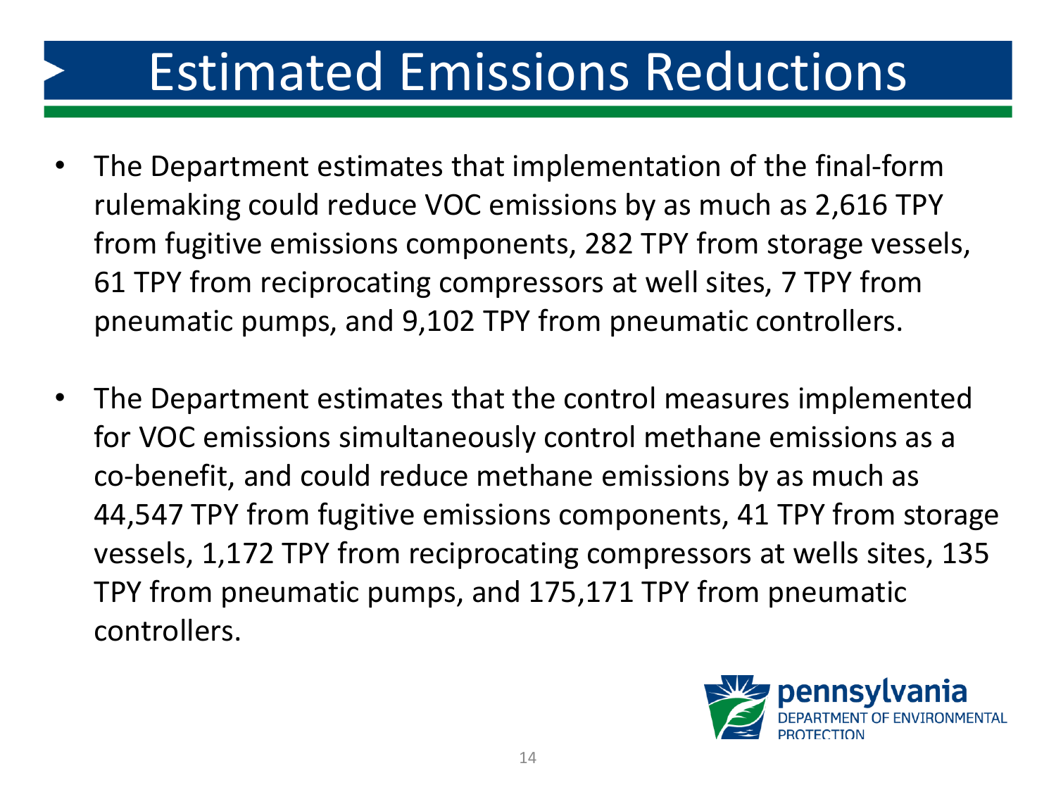# Estimated Emissions Reductions

- The Department estimates that implementation of the final-form rulemaking could reduce VOC emissions by as much as 2,616 TPY from fugitive emissions components, 282 TPY from storage vessels, 61 TPY from reciprocating compressors at well sites, 7 TPY from pneumatic pumps, and 9,102 TPY from pneumatic controllers.

- The Department estimates that the control measures implemented for VOC emissions simultaneously control methane emissions as a co-benefit, and could reduce methane emissions by as much as 44,547 TPY from fugitive emissions components, 41 TPY from storage vessels, 1,172 TPY from reciprocating compressors at wells sites, 135 TPY from pneumatic pumps, and 175,171 TPY from pneumatic controllers.

pennsylvania DEPARTMENT OF ENVIRONMENTAL PROTECTION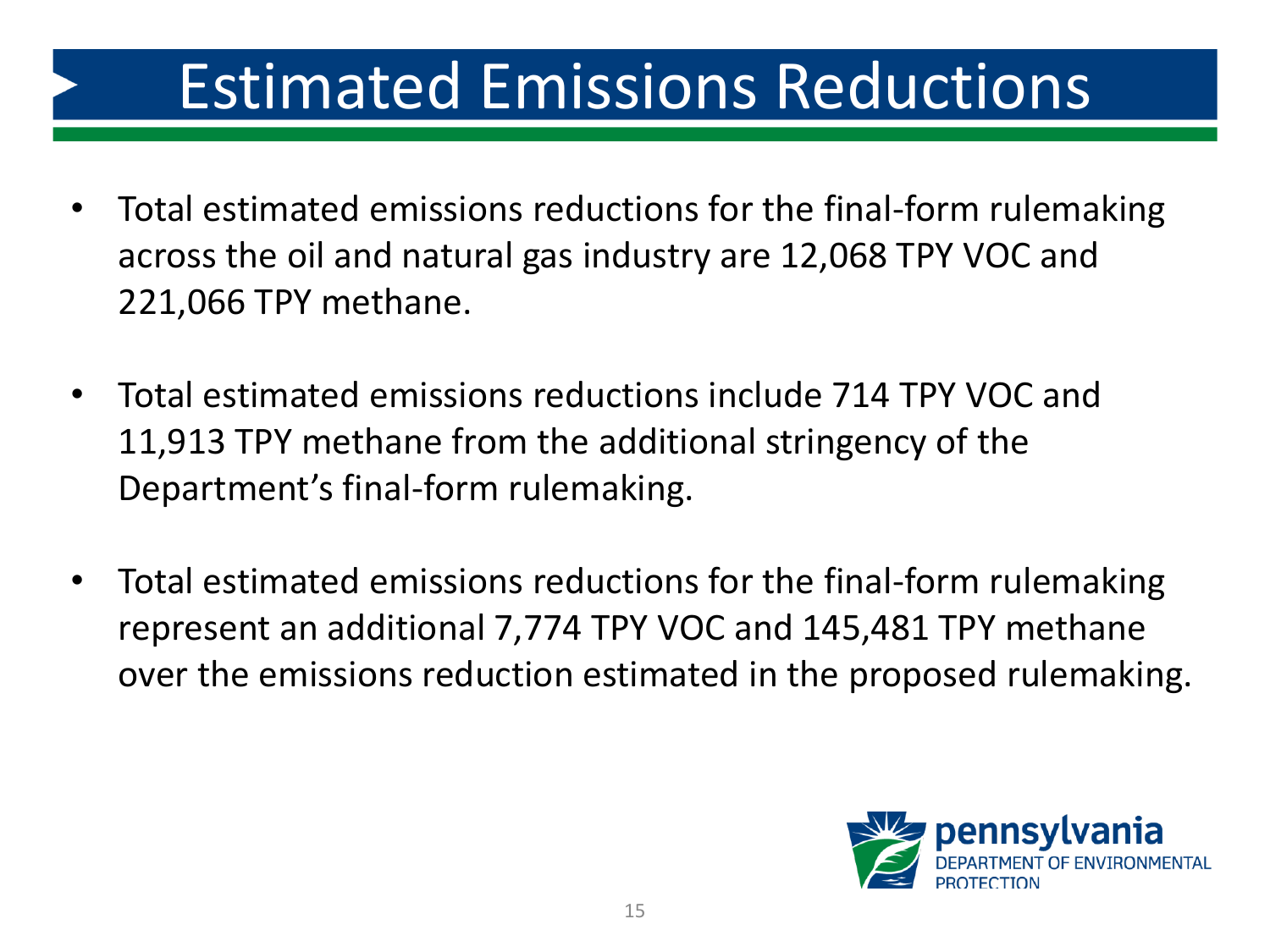# Estimated Emissions Reductions

- Total estimated emissions reductions for the final-form rulemaking across the oil and natural gas industry are 12,068 TPY VOC and 221,066 TPY methane.
- Total estimated emissions reductions include 714 TPY VOC and 11,913 TPY methane from the additional stringency of the Department's final-form rulemaking.
- Total estimated emissions reductions for the final-form rulemaking represent an additional 7,774 TPY VOC and 145,481 TPY methane over the emissions reduction estimated in the proposed rulemaking.

pennsylvania
DEPARTMENT OF ENVIRONMENTAL PROTECTION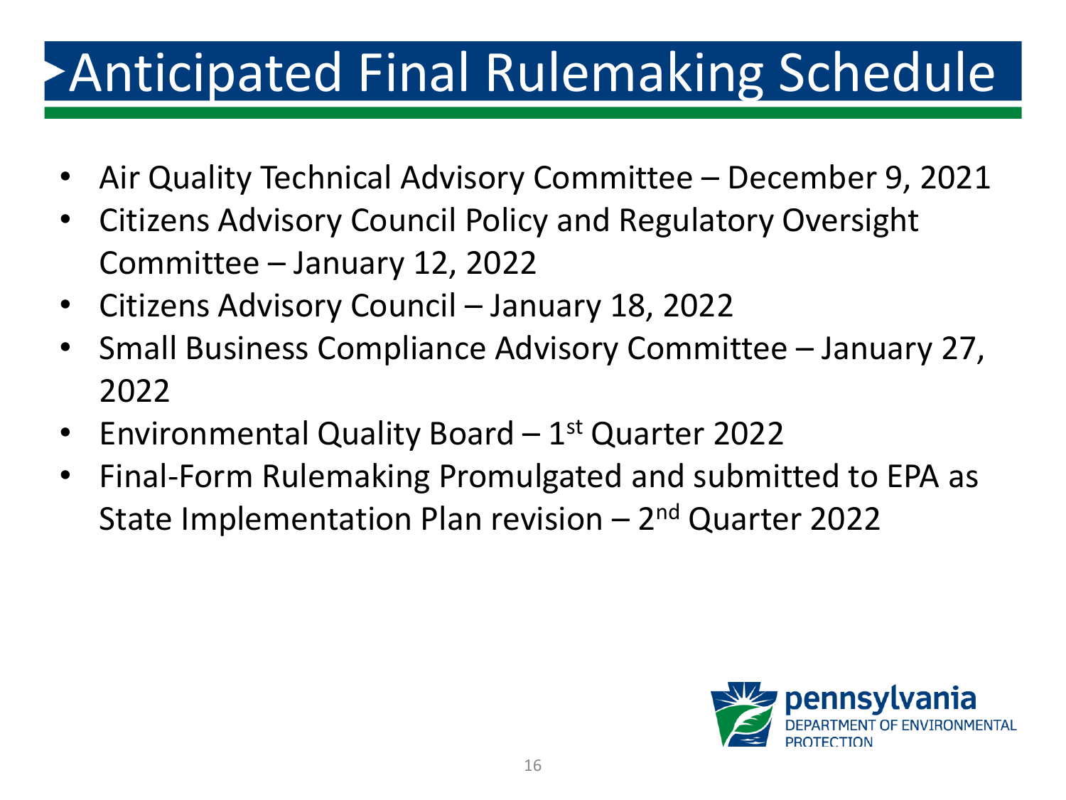# Anticipated Final Rulemaking Schedule

- Air Quality Technical Advisory Committee – December 9, 2021
- Citizens Advisory Council Policy and Regulatory Oversight Committee – January 12, 2022
- Citizens Advisory Council – January 18, 2022
- Small Business Compliance Advisory Committee – January 27, 2022
- Environmental Quality Board – 1st Quarter 2022
- Final-Form Rulemaking Promulgated and submitted to EPA as State Implementation Plan revision – 2nd Quarter 2022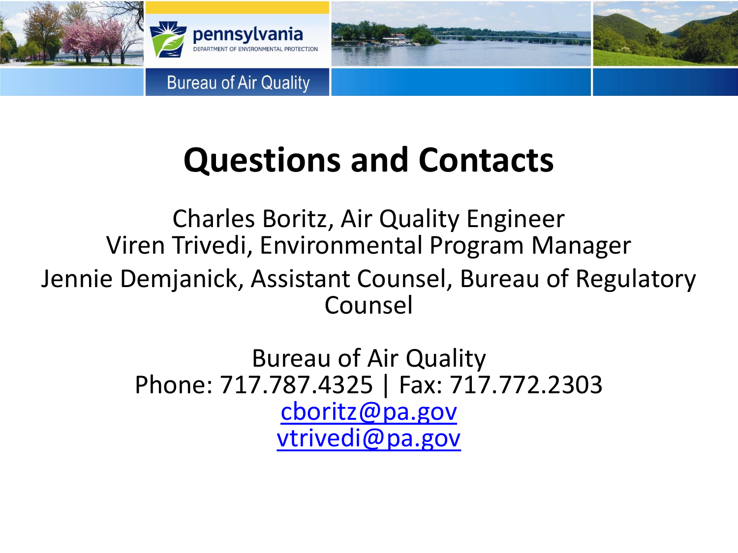# Questions and Contacts

Charles Boritz, Air Quality Engineer
Viren Trivedi, Environmental Program Manager
Jennie Demjanick, Assistant Counsel, Bureau of Regulatory Counsel

Bureau of Air Quality
Phone: 717.787.4325 | Fax: 717.772.2303
cboritz@pa.gov
vtrivedi@pa.gov